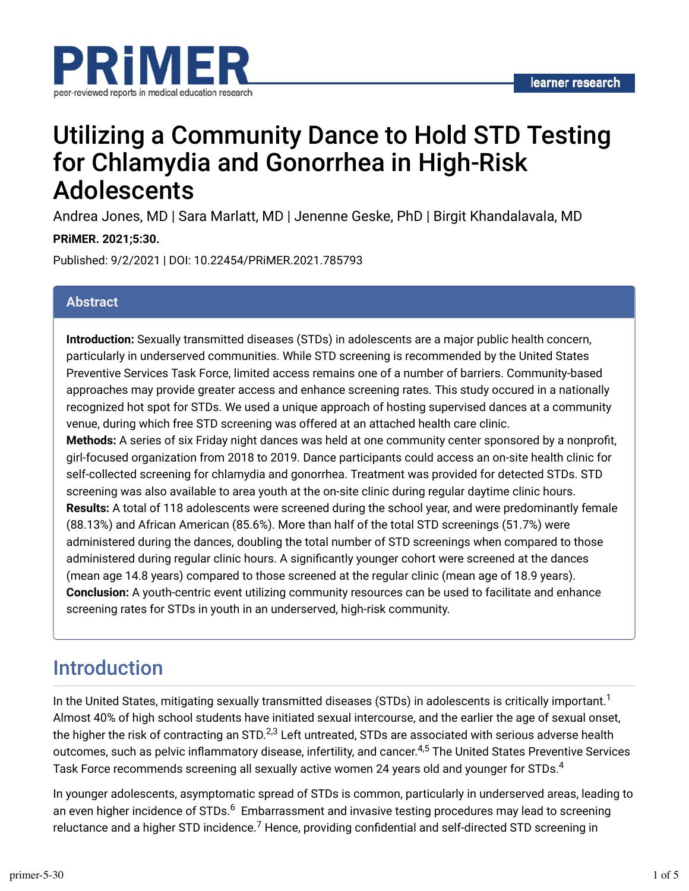PRiMER

peer-reviewed reports in medical education research

learner research

# Utilizing a Community Dance to Hold STD Testing for Chlamydia and Gonorrhea in High-Risk Adolescents

Andrea Jones, MD | Sara Marlatt, MD | Jenenne Geske, PhD | Birgit Khandalavala, MD

**PRiMER. 2021;5:30.**

Published: 9/2/2021 | DOI: 10.22454/PRiMER.2021.785793

## Abstract

**Introduction:** Sexually transmitted diseases (STDs) in adolescents are a major public health concern, particularly in underserved communities. While STD screening is recommended by the United States Preventive Services Task Force, limited access remains one of a number of barriers. Community-based approaches may provide greater access and enhance screening rates. This study occured in a nationally recognized hot spot for STDs. We used a unique approach of hosting supervised dances at a community venue, during which free STD screening was offered at an attached health care clinic.

**Methods:** A series of six Friday night dances was held at one community center sponsored by a nonprofit, girl-focused organization from 2018 to 2019. Dance participants could access an on-site health clinic for self-collected screening for chlamydia and gonorrhea. Treatment was provided for detected STDs. STD screening was also available to area youth at the on-site clinic during regular daytime clinic hours.

**Results:** A total of 118 adolescents were screened during the school year, and were predominantly female (88.13%) and African American (85.6%). More than half of the total STD screenings (51.7%) were administered during the dances, doubling the total number of STD screenings when compared to those administered during regular clinic hours. A significantly younger cohort were screened at the dances (mean age 14.8 years) compared to those screened at the regular clinic (mean age of 18.9 years).

**Conclusion:** A youth-centric event utilizing community resources can be used to facilitate and enhance screening rates for STDs in youth in an underserved, high-risk community.

## Introduction

In the United States, mitigating sexually transmitted diseases (STDs) in adolescents is critically important.[1] Almost 40% of high school students have initiated sexual intercourse, and the earlier the age of sexual onset, the higher the risk of contracting an STD.[2,3] Left untreated, STDs are associated with serious adverse health outcomes, such as pelvic inflammatory disease, infertility, and cancer.[4,5] The United States Preventive Services Task Force recommends screening all sexually active women 24 years old and younger for STDs.[4]

In younger adolescents, asymptomatic spread of STDs is common, particularly in underserved areas, leading to an even higher incidence of STDs.[6] Embarrassment and invasive testing procedures may lead to screening reluctance and a higher STD incidence.[7] Hence, providing confidential and self-directed STD screening in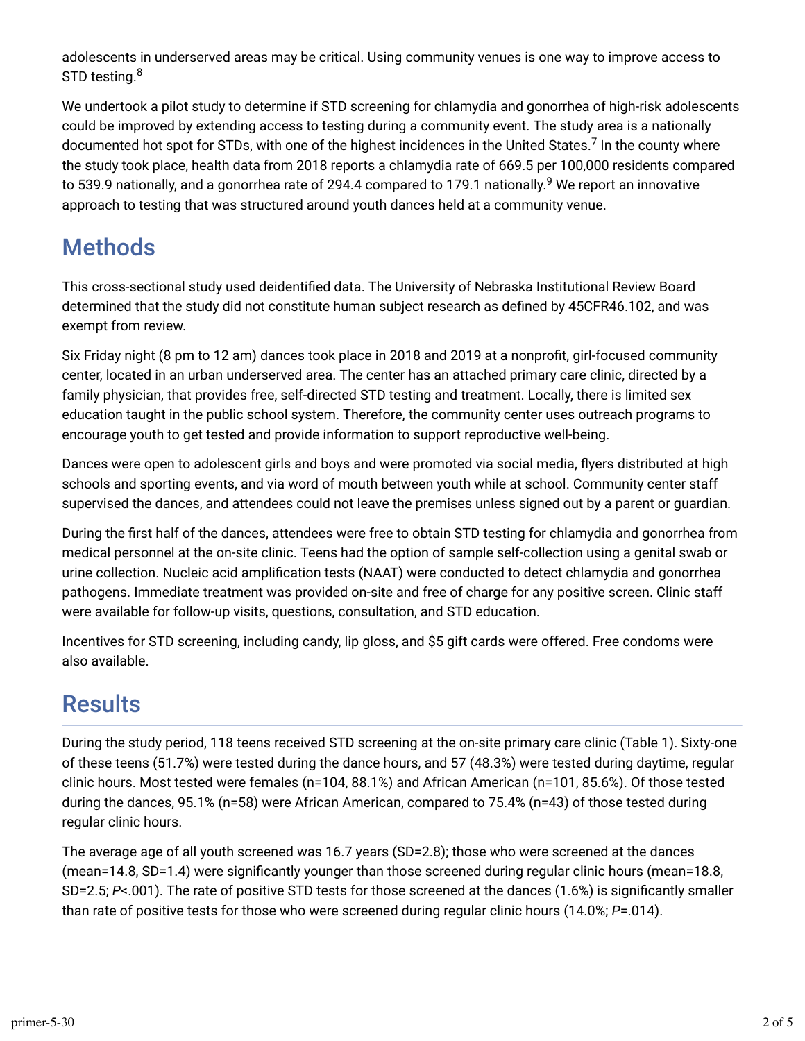adolescents in underserved areas may be critical. Using community venues is one way to improve access to STD testing.[8]

We undertook a pilot study to determine if STD screening for chlamydia and gonorrhea of high-risk adolescents could be improved by extending access to testing during a community event. The study area is a nationally documented hot spot for STDs, with one of the highest incidences in the United States.[7] In the county where the study took place, health data from 2018 reports a chlamydia rate of 669.5 per 100,000 residents compared to 539.9 nationally, and a gonorrhea rate of 294.4 compared to 179.1 nationally.[9] We report an innovative approach to testing that was structured around youth dances held at a community venue.

## Methods

This cross-sectional study used deidentified data. The University of Nebraska Institutional Review Board determined that the study did not constitute human subject research as defined by 45CFR46.102, and was exempt from review.

Six Friday night (8 pm to 12 am) dances took place in 2018 and 2019 at a nonprofit, girl-focused community center, located in an urban underserved area. The center has an attached primary care clinic, directed by a family physician, that provides free, self-directed STD testing and treatment. Locally, there is limited sex education taught in the public school system. Therefore, the community center uses outreach programs to encourage youth to get tested and provide information to support reproductive well-being.

Dances were open to adolescent girls and boys and were promoted via social media, flyers distributed at high schools and sporting events, and via word of mouth between youth while at school. Community center staff supervised the dances, and attendees could not leave the premises unless signed out by a parent or guardian.

During the first half of the dances, attendees were free to obtain STD testing for chlamydia and gonorrhea from medical personnel at the on-site clinic. Teens had the option of sample self-collection using a genital swab or urine collection. Nucleic acid amplification tests (NAAT) were conducted to detect chlamydia and gonorrhea pathogens. Immediate treatment was provided on-site and free of charge for any positive screen. Clinic staff were available for follow-up visits, questions, consultation, and STD education.

Incentives for STD screening, including candy, lip gloss, and $5 gift cards were offered. Free condoms were also available.

## Results

During the study period, 118 teens received STD screening at the on-site primary care clinic (Table 1). Sixty-one of these teens (51.7%) were tested during the dance hours, and 57 (48.3%) were tested during daytime, regular clinic hours. Most tested were females (n=104, 88.1%) and African American (n=101, 85.6%). Of those tested during the dances, 95.1% (n=58) were African American, compared to 75.4% (n=43) of those tested during regular clinic hours.

The average age of all youth screened was 16.7 years (SD=2.8); those who were screened at the dances (mean=14.8, SD=1.4) were significantly younger than those screened during regular clinic hours (mean=18.8, SD=2.5; $P<.001$). The rate of positive STD tests for those screened at the dances (1.6%) is significantly smaller than rate of positive tests for those who were screened during regular clinic hours (14.0%; $P=.014$).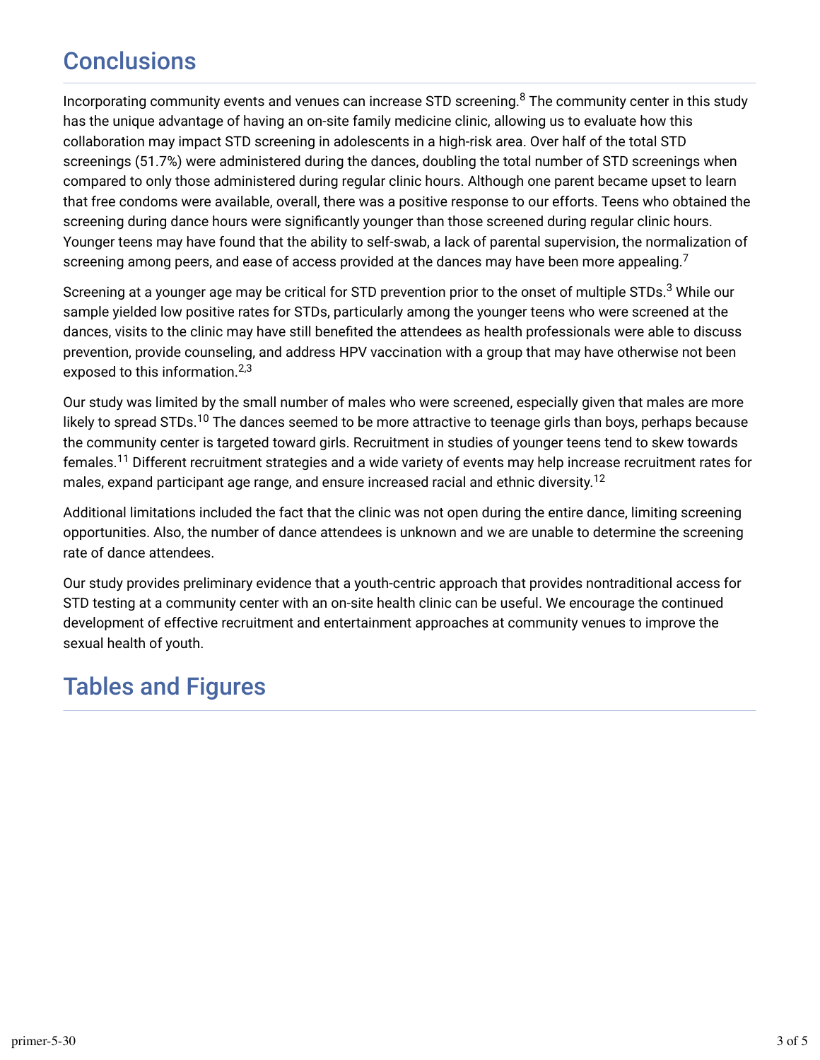## Conclusions

Incorporating community events and venues can increase STD screening.[8] The community center in this study has the unique advantage of having an on-site family medicine clinic, allowing us to evaluate how this collaboration may impact STD screening in adolescents in a high-risk area. Over half of the total STD screenings (51.7%) were administered during the dances, doubling the total number of STD screenings when compared to only those administered during regular clinic hours. Although one parent became upset to learn that free condoms were available, overall, there was a positive response to our efforts. Teens who obtained the screening during dance hours were significantly younger than those screened during regular clinic hours. Younger teens may have found that the ability to self-swab, a lack of parental supervision, the normalization of screening among peers, and ease of access provided at the dances may have been more appealing.[7]

Screening at a younger age may be critical for STD prevention prior to the onset of multiple STDs.[3] While our sample yielded low positive rates for STDs, particularly among the younger teens who were screened at the dances, visits to the clinic may have still benefited the attendees as health professionals were able to discuss prevention, provide counseling, and address HPV vaccination with a group that may have otherwise not been exposed to this information.[2,3]

Our study was limited by the small number of males who were screened, especially given that males are more likely to spread STDs.[10] The dances seemed to be more attractive to teenage girls than boys, perhaps because the community center is targeted toward girls. Recruitment in studies of younger teens tend to skew towards females.[11] Different recruitment strategies and a wide variety of events may help increase recruitment rates for males, expand participant age range, and ensure increased racial and ethnic diversity.[12]

Additional limitations included the fact that the clinic was not open during the entire dance, limiting screening opportunities. Also, the number of dance attendees is unknown and we are unable to determine the screening rate of dance attendees.

Our study provides preliminary evidence that a youth-centric approach that provides nontraditional access for STD testing at a community center with an on-site health clinic can be useful. We encourage the continued development of effective recruitment and entertainment approaches at community venues to improve the sexual health of youth.

## Tables and Figures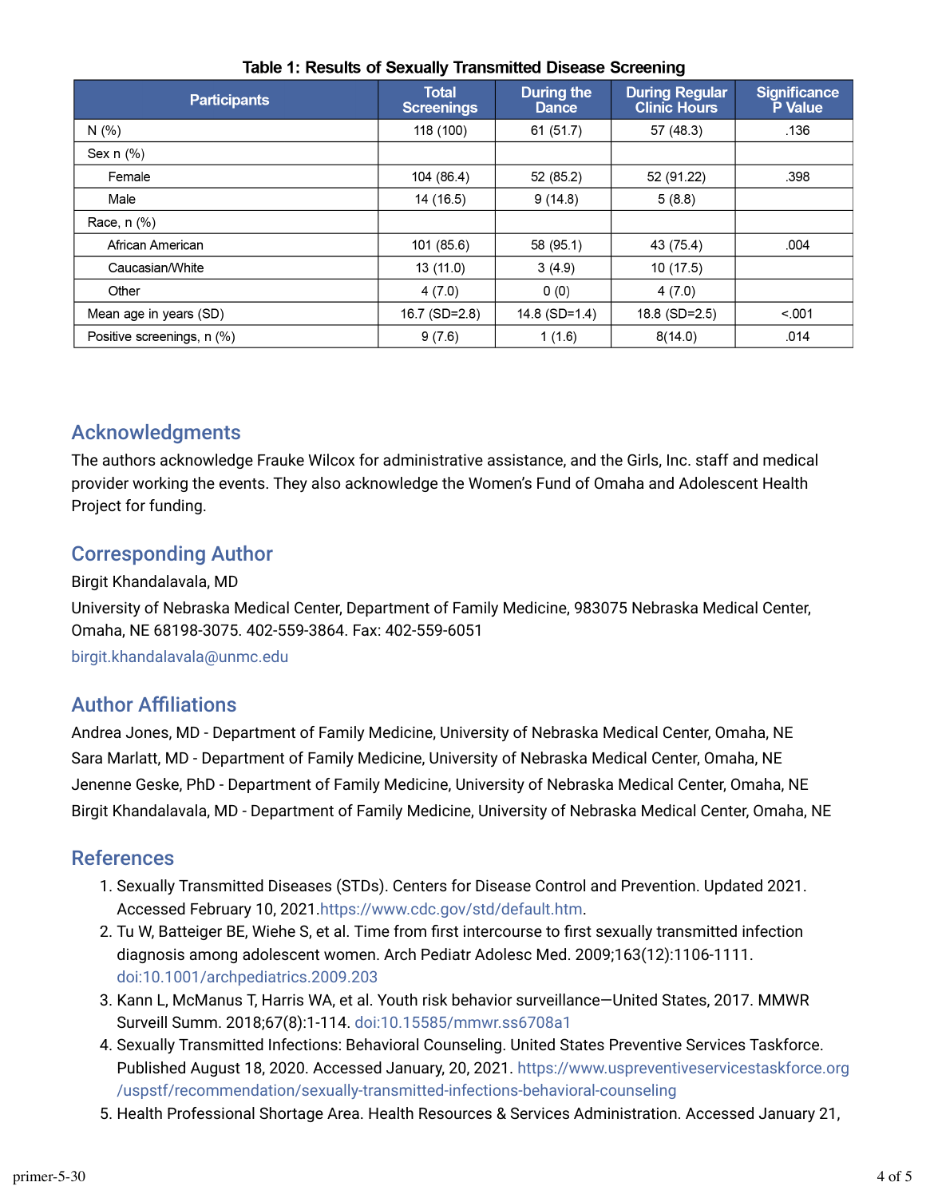**Table 1: Results of Sexually Transmitted Disease Screening**

| Participants | Total Screenings | During the Dance | During Regular Clinic Hours | Significance P Value |
|---|---|---|---|---|
| N (%) | 118 (100) | 61 (51.7) | 57 (48.3) | .136 |
| Sex n (%) | | | | |
| Female | 104 (86.4) | 52 (85.2) | 52 (91.22) | .398 |
| Male | 14 (16.5) | 9 (14.8) | 5 (8.8) | |
| Race, n (%) | | | | |
| African American | 101 (85.6) | 58 (95.1) | 43 (75.4) | .004 |
| Caucasian/White | 13 (11.0) | 3 (4.9) | 10 (17.5) | |
| Other | 4 (7.0) | 0 (0) | 4 (7.0) | |
| Mean age in years (SD) | 16.7 (SD=2.8) | 14.8 (SD=1.4) | 18.8 (SD=2.5) | <.001 |
| Positive screenings, n (%) | 9 (7.6) | 1 (1.6) | 8(14.0) | .014 |

## Acknowledgments

The authors acknowledge Frauke Wilcox for administrative assistance, and the Girls, Inc. staff and medical provider working the events. They also acknowledge the Women's Fund of Omaha and Adolescent Health Project for funding.

## Corresponding Author

Birgit Khandalavala, MD

University of Nebraska Medical Center, Department of Family Medicine, 983075 Nebraska Medical Center, Omaha, NE 68198-3075. 402-559-3864. Fax: 402-559-6051

birgit.khandalavala@unmc.edu

## Author Affiliations

Andrea Jones, MD - Department of Family Medicine, University of Nebraska Medical Center, Omaha, NE

Sara Marlatt, MD - Department of Family Medicine, University of Nebraska Medical Center, Omaha, NE

Jenenne Geske, PhD - Department of Family Medicine, University of Nebraska Medical Center, Omaha, NE

Birgit Khandalavala, MD - Department of Family Medicine, University of Nebraska Medical Center, Omaha, NE

## References

1. Sexually Transmitted Diseases (STDs). Centers for Disease Control and Prevention. Updated 2021. Accessed February 10, 2021.https://www.cdc.gov/std/default.htm.
2. Tu W, Batteiger BE, Wiehe S, et al. Time from first intercourse to first sexually transmitted infection diagnosis among adolescent women. Arch Pediatr Adolesc Med. 2009;163(12):1106-1111. doi:10.1001/archpediatrics.2009.203
3. Kann L, McManus T, Harris WA, et al. Youth risk behavior surveillance—United States, 2017. MMWR Surveill Summ. 2018;67(8):1-114. doi:10.15585/mmwr.ss6708a1
4. Sexually Transmitted Infections: Behavioral Counseling. United States Preventive Services Taskforce. Published August 18, 2020. Accessed January, 20, 2021. https://www.uspreventiveservicestaskforce.org/uspstf/recommendation/sexually-transmitted-infections-behavioral-counseling
5. Health Professional Shortage Area. Health Resources & Services Administration. Accessed January 21,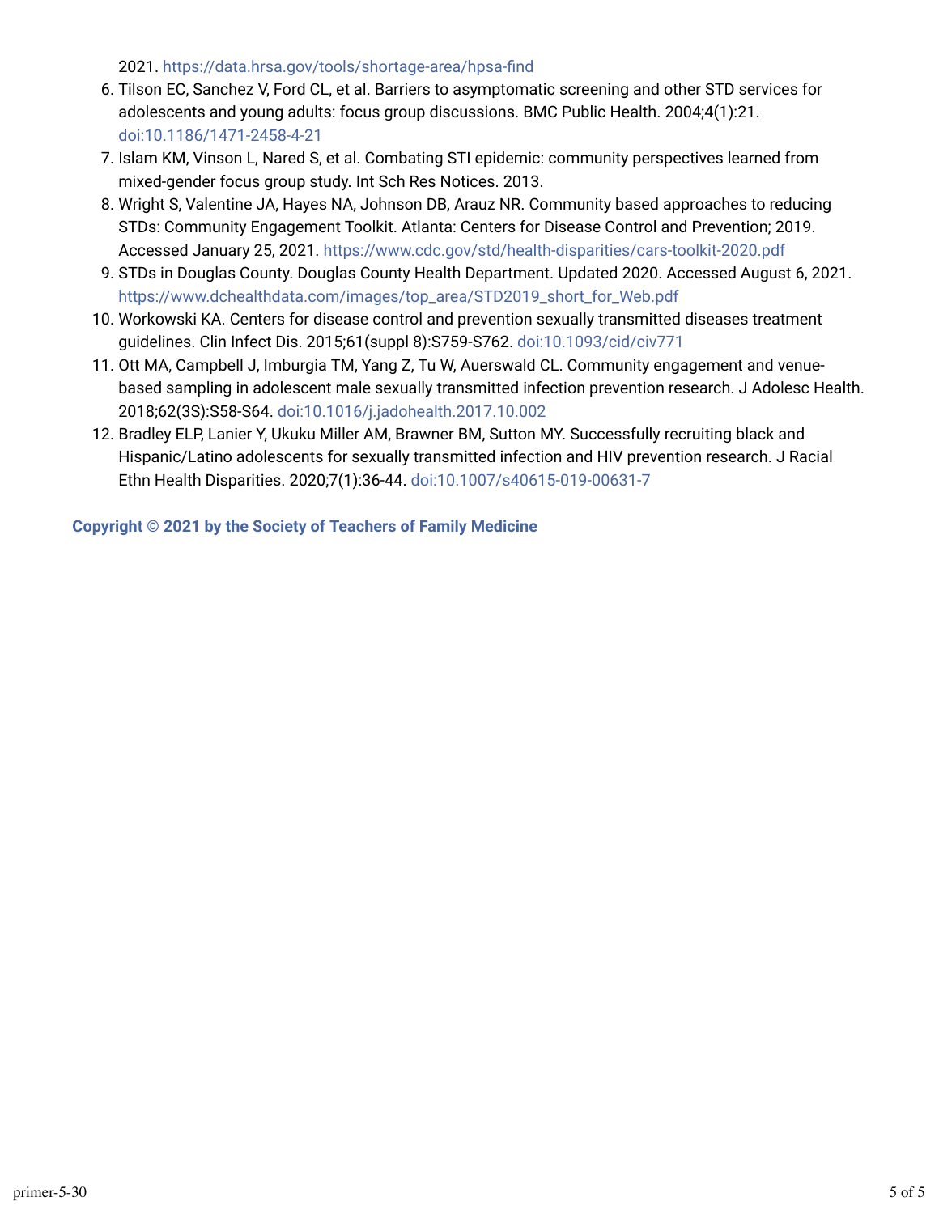2021. https://data.hrsa.gov/tools/shortage-area/hpsa-find

6. Tilson EC, Sanchez V, Ford CL, et al. Barriers to asymptomatic screening and other STD services for adolescents and young adults: focus group discussions. BMC Public Health. 2004;4(1):21. doi:10.1186/1471-2458-4-21
7. Islam KM, Vinson L, Nared S, et al. Combating STI epidemic: community perspectives learned from mixed-gender focus group study. Int Sch Res Notices. 2013.
8. Wright S, Valentine JA, Hayes NA, Johnson DB, Arauz NR. Community based approaches to reducing STDs: Community Engagement Toolkit. Atlanta: Centers for Disease Control and Prevention; 2019. Accessed January 25, 2021. https://www.cdc.gov/std/health-disparities/cars-toolkit-2020.pdf
9. STDs in Douglas County. Douglas County Health Department. Updated 2020. Accessed August 6, 2021. https://www.dchealthdata.com/images/top_area/STD2019_short_for_Web.pdf
10. Workowski KA. Centers for disease control and prevention sexually transmitted diseases treatment guidelines. Clin Infect Dis. 2015;61(suppl 8):S759-S762. doi:10.1093/cid/civ771
11. Ott MA, Campbell J, Imburgia TM, Yang Z, Tu W, Auerswald CL. Community engagement and venue-based sampling in adolescent male sexually transmitted infection prevention research. J Adolesc Health. 2018;62(3S):S58-S64. doi:10.1016/j.jadohealth.2017.10.002
12. Bradley ELP, Lanier Y, Ukuku Miller AM, Brawner BM, Sutton MY. Successfully recruiting black and Hispanic/Latino adolescents for sexually transmitted infection and HIV prevention research. J Racial Ethn Health Disparities. 2020;7(1):36-44. doi:10.1007/s40615-019-00631-7

**Copyright © 2021 by the Society of Teachers of Family Medicine**